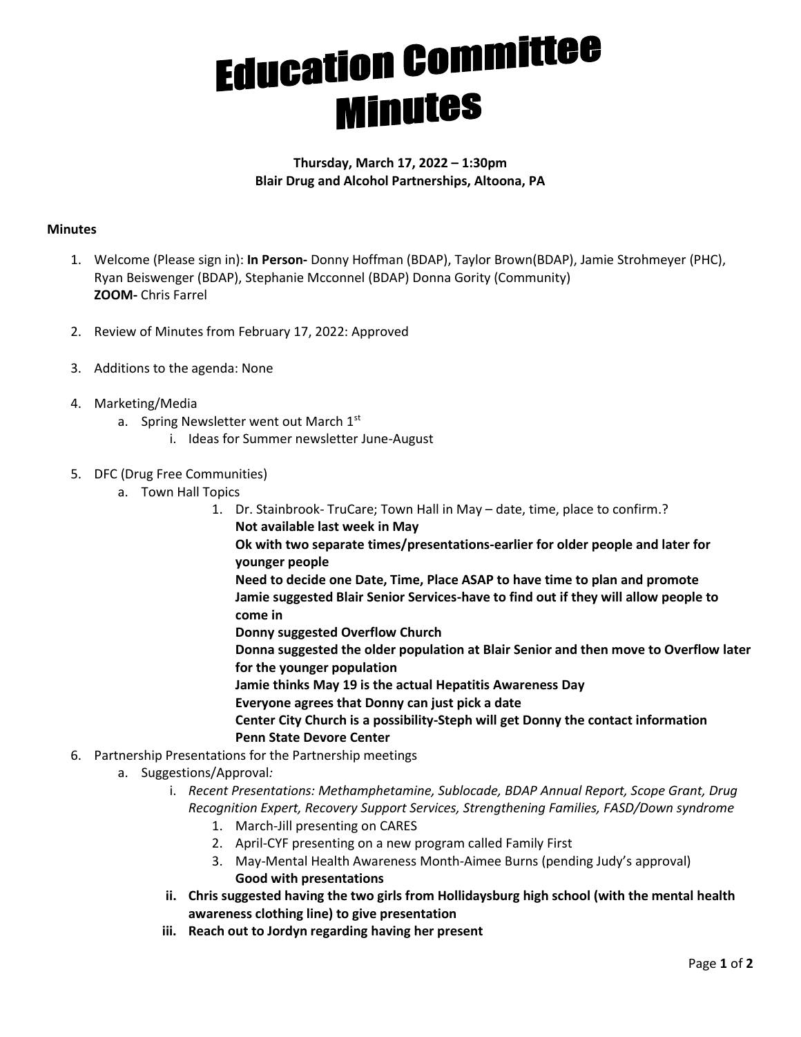# Education Committee Minutes

**Thursday, March 17, 2022 – 1:30pm**
**Blair Drug and Alcohol Partnerships, Altoona, PA**

**Minutes**

1. Welcome (Please sign in): **In Person-** Donny Hoffman (BDAP), Taylor Brown(BDAP), Jamie Strohmeyer (PHC), Ryan Beiswenger (BDAP), Stephanie Mcconnel (BDAP) Donna Gority (Community)
   **ZOOM-** Chris Farrel

2. Review of Minutes from February 17, 2022: Approved

3. Additions to the agenda: None

4. Marketing/Media
   a. Spring Newsletter went out March 1st
      i. Ideas for Summer newsletter June-August

5. DFC (Drug Free Communities)
   a. Town Hall Topics
      1. Dr. Stainbrook- TruCare; Town Hall in May – date, time, place to confirm.?
         **Not available last week in May**
         **Ok with two separate times/presentations-earlier for older people and later for younger people**
         **Need to decide one Date, Time, Place ASAP to have time to plan and promote**
         **Jamie suggested Blair Senior Services-have to find out if they will allow people to come in**
         **Donny suggested Overflow Church**
         **Donna suggested the older population at Blair Senior and then move to Overflow later for the younger population**
         **Jamie thinks May 19 is the actual Hepatitis Awareness Day**
         **Everyone agrees that Donny can just pick a date**
         **Center City Church is a possibility-Steph will get Donny the contact information**
         **Penn State Devore Center**

6. Partnership Presentations for the Partnership meetings
   a. Suggestions/Approval*:*
      i. *Recent Presentations: Methamphetamine, Sublocade, BDAP Annual Report, Scope Grant, Drug Recognition Expert, Recovery Support Services, Strengthening Families, FASD/Down syndrome*
         1. March-Jill presenting on CARES
         2. April-CYF presenting on a new program called Family First
         3. May-Mental Health Awareness Month-Aimee Burns (pending Judy's approval)
            **Good with presentations**
      **ii. Chris suggested having the two girls from Hollidaysburg high school (with the mental health awareness clothing line) to give presentation**
      **iii. Reach out to Jordyn regarding having her present**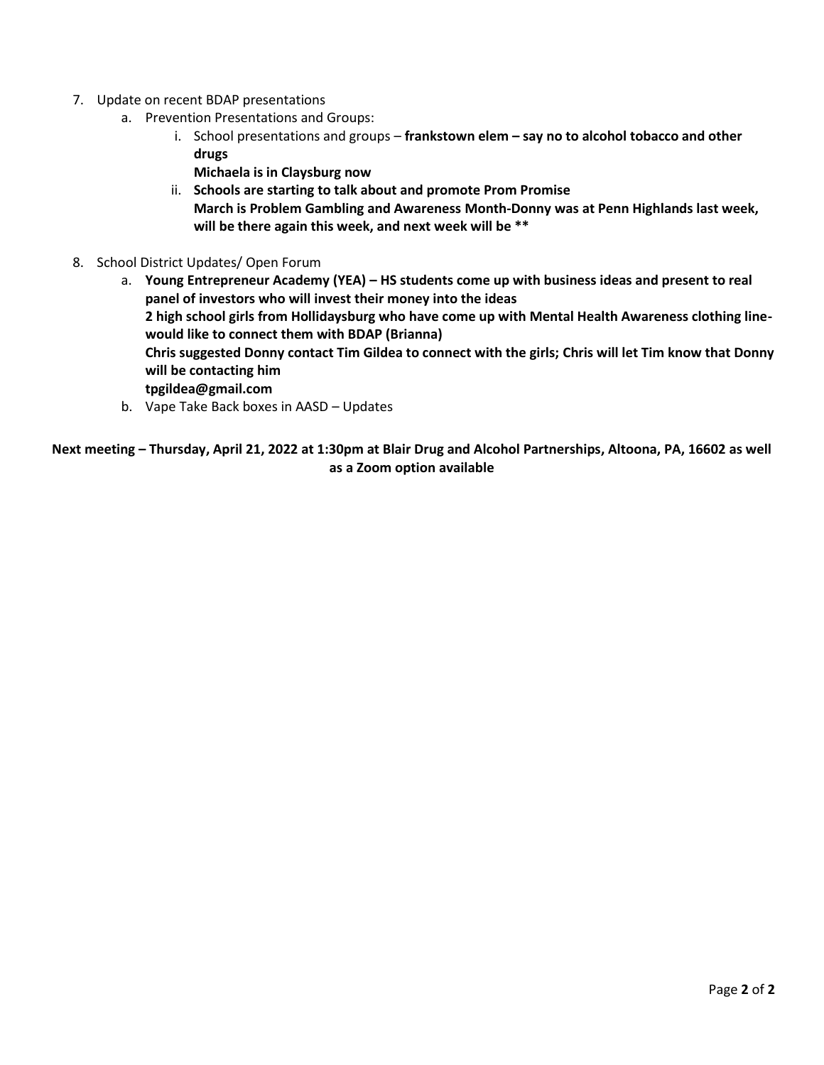7. Update on recent BDAP presentations
    a. Prevention Presentations and Groups:
        i. School presentations and groups – **frankstown elem – say no to alcohol tobacco and other drugs**
           **Michaela is in Claysburg now**
        ii. **Schools are starting to talk about and promote Prom Promise**
           **March is Problem Gambling and Awareness Month-Donny was at Penn Highlands last week, will be there again this week, and next week will be ****

8. School District Updates/ Open Forum
    a. **Young Entrepreneur Academy (YEA) – HS students come up with business ideas and present to real panel of investors who will invest their money into the ideas**
       **2 high school girls from Hollidaysburg who have come up with Mental Health Awareness clothing line- would like to connect them with BDAP (Brianna)**
       **Chris suggested Donny contact Tim Gildea to connect with the girls; Chris will let Tim know that Donny will be contacting him**
       **tpgildea@gmail.com**
    b. Vape Take Back boxes in AASD – Updates

**Next meeting – Thursday, April 21, 2022 at 1:30pm at Blair Drug and Alcohol Partnerships, Altoona, PA, 16602 as well as a Zoom option available**